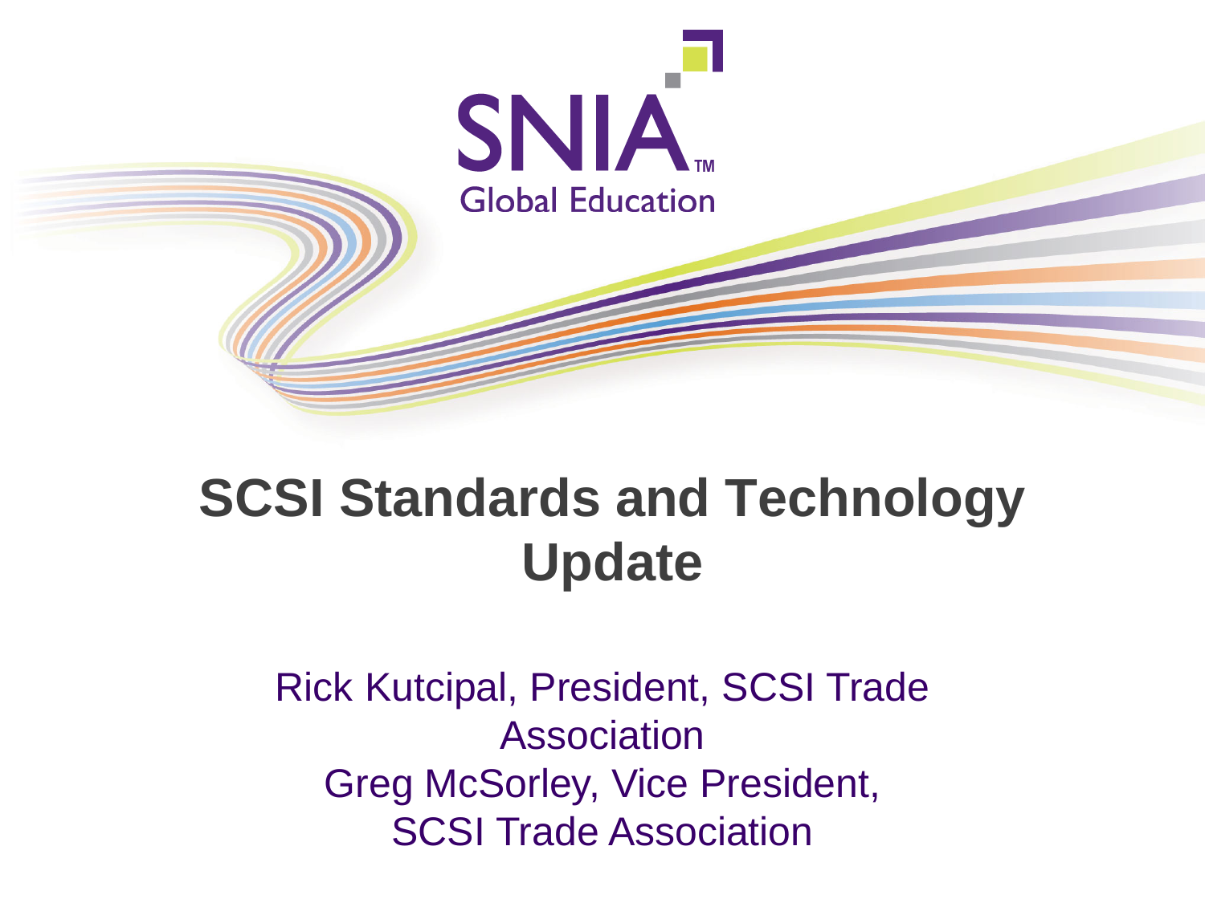SNIA™ Global Education

# SCSI Standards and Technology Update

Rick Kutcipal, President, SCSI Trade Association
Greg McSorley, Vice President, SCSI Trade Association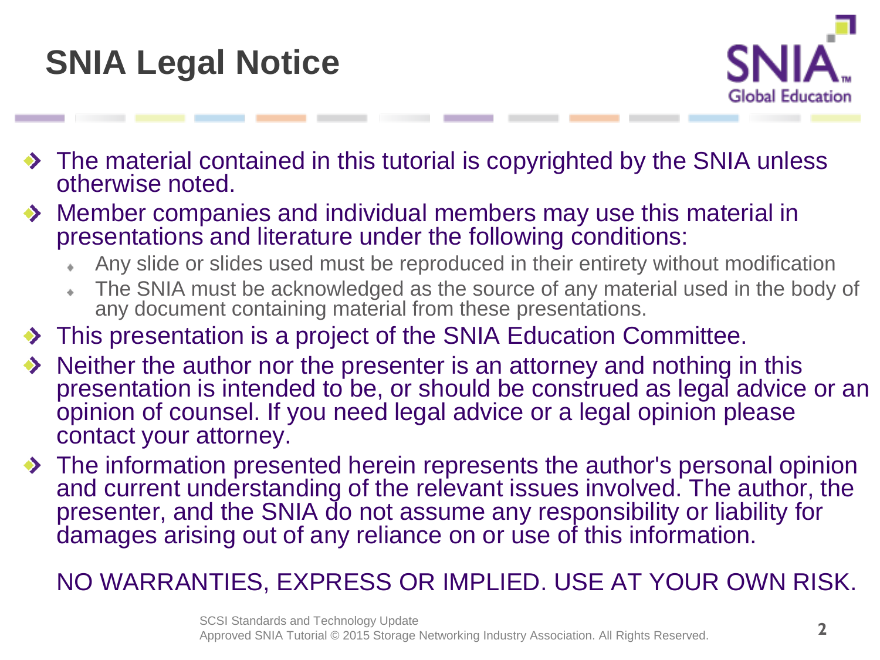# SNIA Legal Notice

- The material contained in this tutorial is copyrighted by the SNIA unless otherwise noted.
- Member companies and individual members may use this material in presentations and literature under the following conditions:
  - Any slide or slides used must be reproduced in their entirety without modification
  - The SNIA must be acknowledged as the source of any material used in the body of any document containing material from these presentations.
- This presentation is a project of the SNIA Education Committee.
- Neither the author nor the presenter is an attorney and nothing in this presentation is intended to be, or should be construed as legal advice or an opinion of counsel. If you need legal advice or a legal opinion please contact your attorney.
- The information presented herein represents the author's personal opinion and current understanding of the relevant issues involved. The author, the presenter, and the SNIA do not assume any responsibility or liability for damages arising out of any reliance on or use of this information.

  NO WARRANTIES, EXPRESS OR IMPLIED. USE AT YOUR OWN RISK.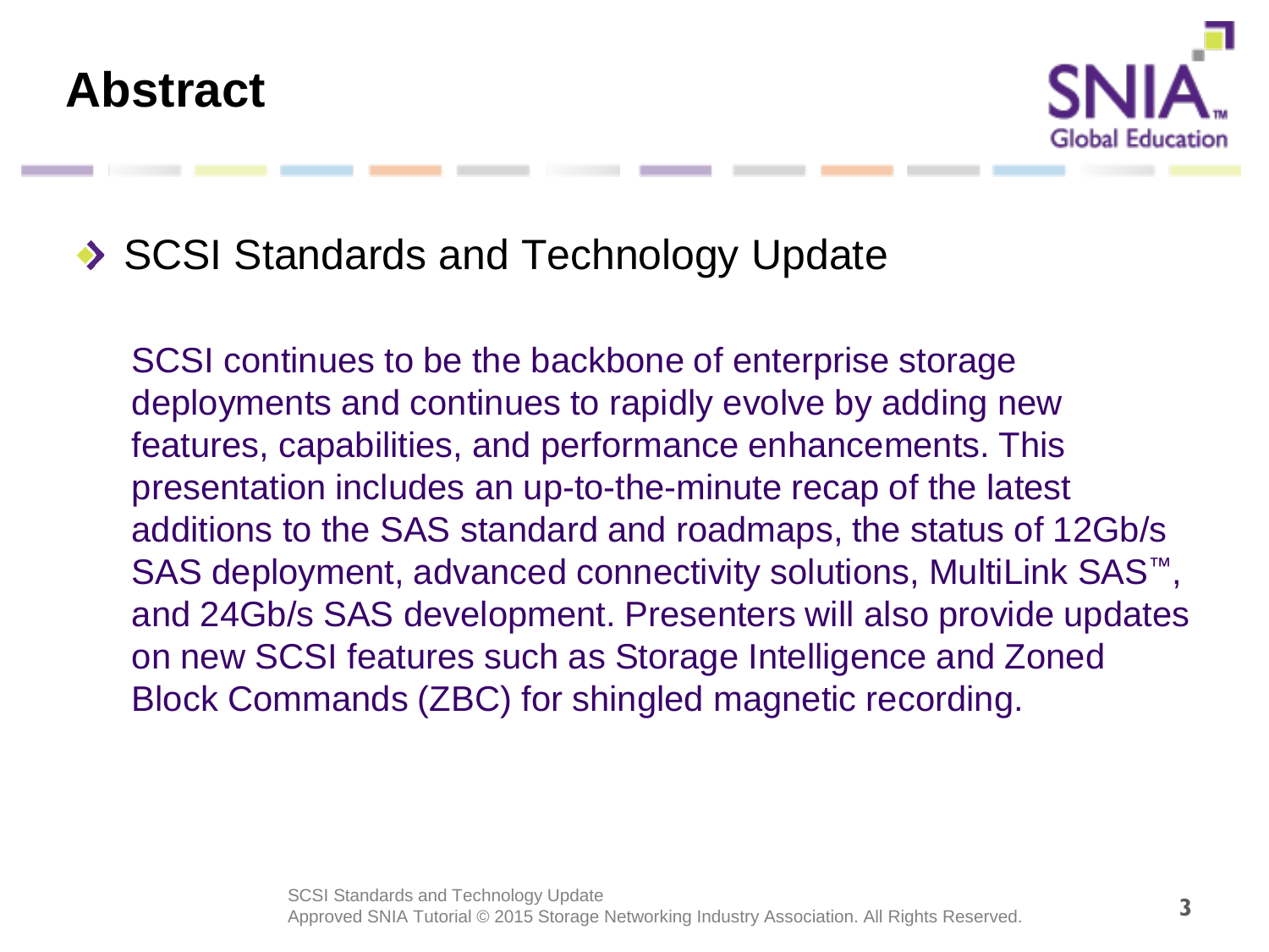# Abstract

- SCSI Standards and Technology Update

  SCSI continues to be the backbone of enterprise storage deployments and continues to rapidly evolve by adding new features, capabilities, and performance enhancements. This presentation includes an up-to-the-minute recap of the latest additions to the SAS standard and roadmaps, the status of 12Gb/s SAS deployment, advanced connectivity solutions, MultiLink SAS™, and 24Gb/s SAS development. Presenters will also provide updates on new SCSI features such as Storage Intelligence and Zoned Block Commands (ZBC) for shingled magnetic recording.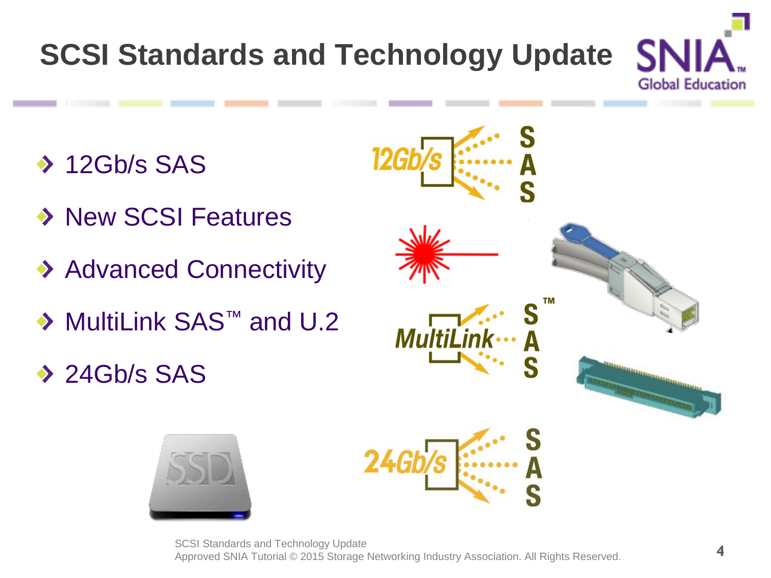# SCSI Standards and Technology Update

- 12Gb/s SAS
- New SCSI Features
- Advanced Connectivity
- MultiLink SAS™ and U.2
- 24Gb/s SAS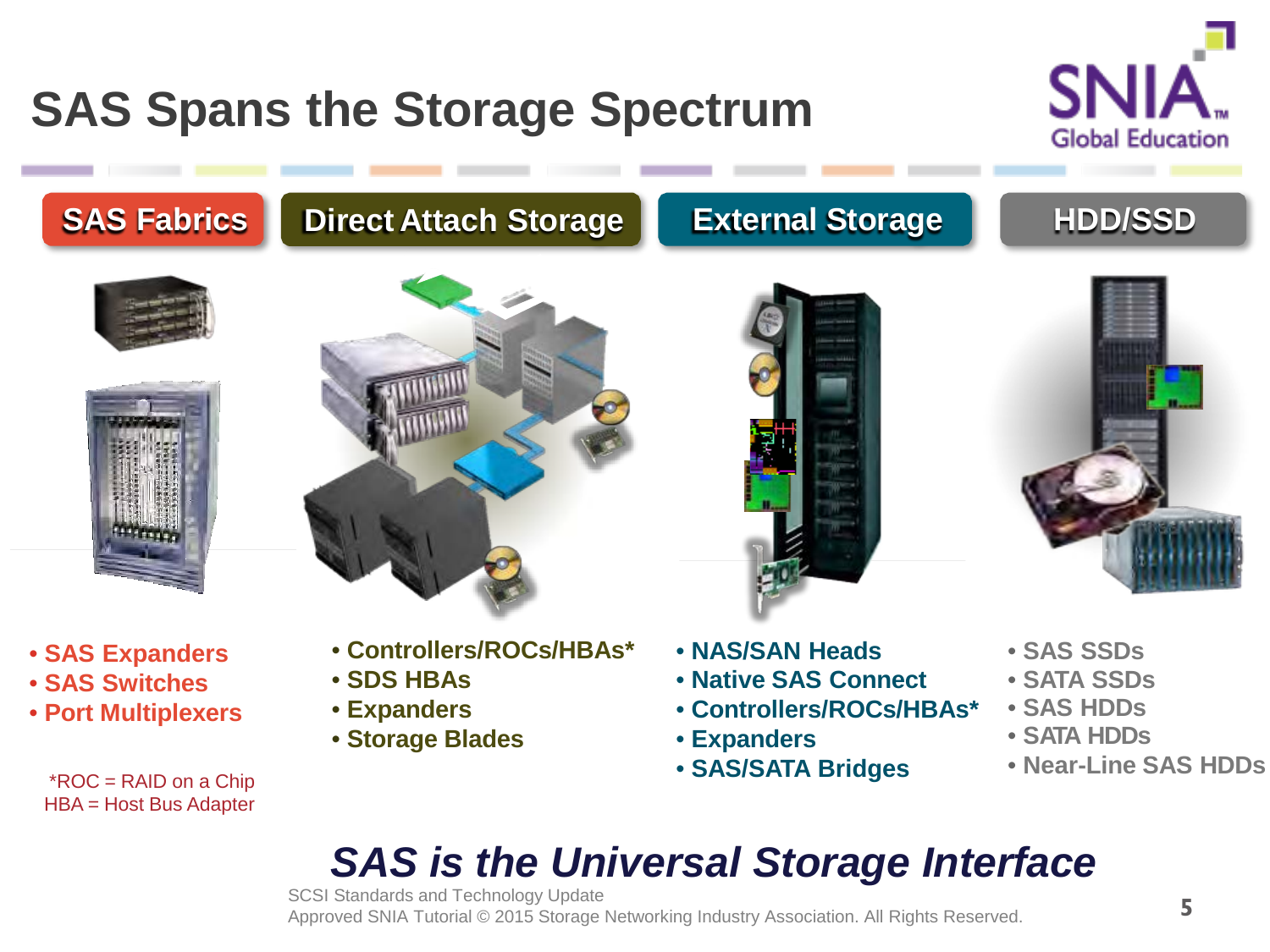# SAS Spans the Storage Spectrum

## SAS Fabrics

- SAS Expanders
- SAS Switches
- Port Multiplexers

## Direct Attach Storage

- Controllers/ROCs/HBAs*
- SDS HBAs
- Expanders
- Storage Blades

## External Storage

- NAS/SAN Heads
- Native SAS Connect
- Controllers/ROCs/HBAs*
- Expanders
- SAS/SATA Bridges

## HDD/SSD

- SAS SSDs
- SATA SSDs
- SAS HDDs
- SATA HDDs
- Near-Line SAS HDDs

*ROC = RAID on a Chip
HBA = Host Bus Adapter

***SAS is the Universal Storage Interface***

SCSI Standards and Technology Update
Approved SNIA Tutorial © 2015 Storage Networking Industry Association. All Rights Reserved.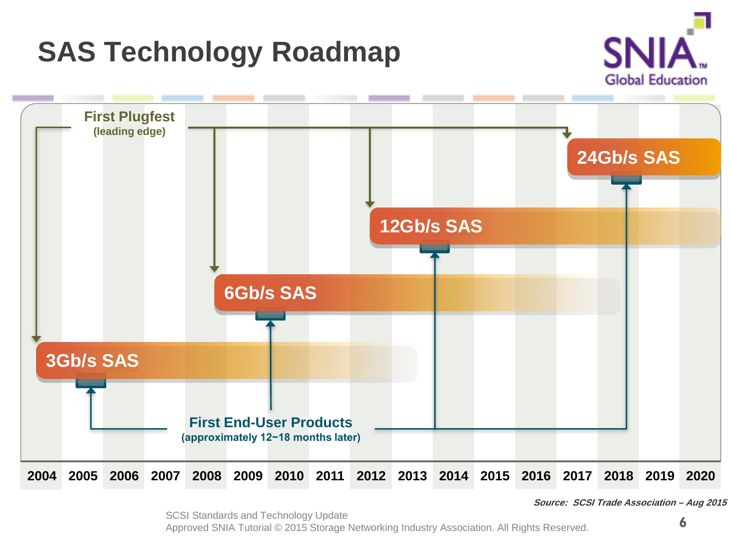# SAS Technology Roadmap

First Plugfest (leading edge)

24Gb/s SAS

12Gb/s SAS

6Gb/s SAS

3Gb/s SAS

First End-User Products (approximately 12–18 months later)

2004 2005 2006 2007 2008 2009 2010 2011 2012 2013 2014 2015 2016 2017 2018 2019 2020

***Source: SCSI Trade Association – Aug 2015***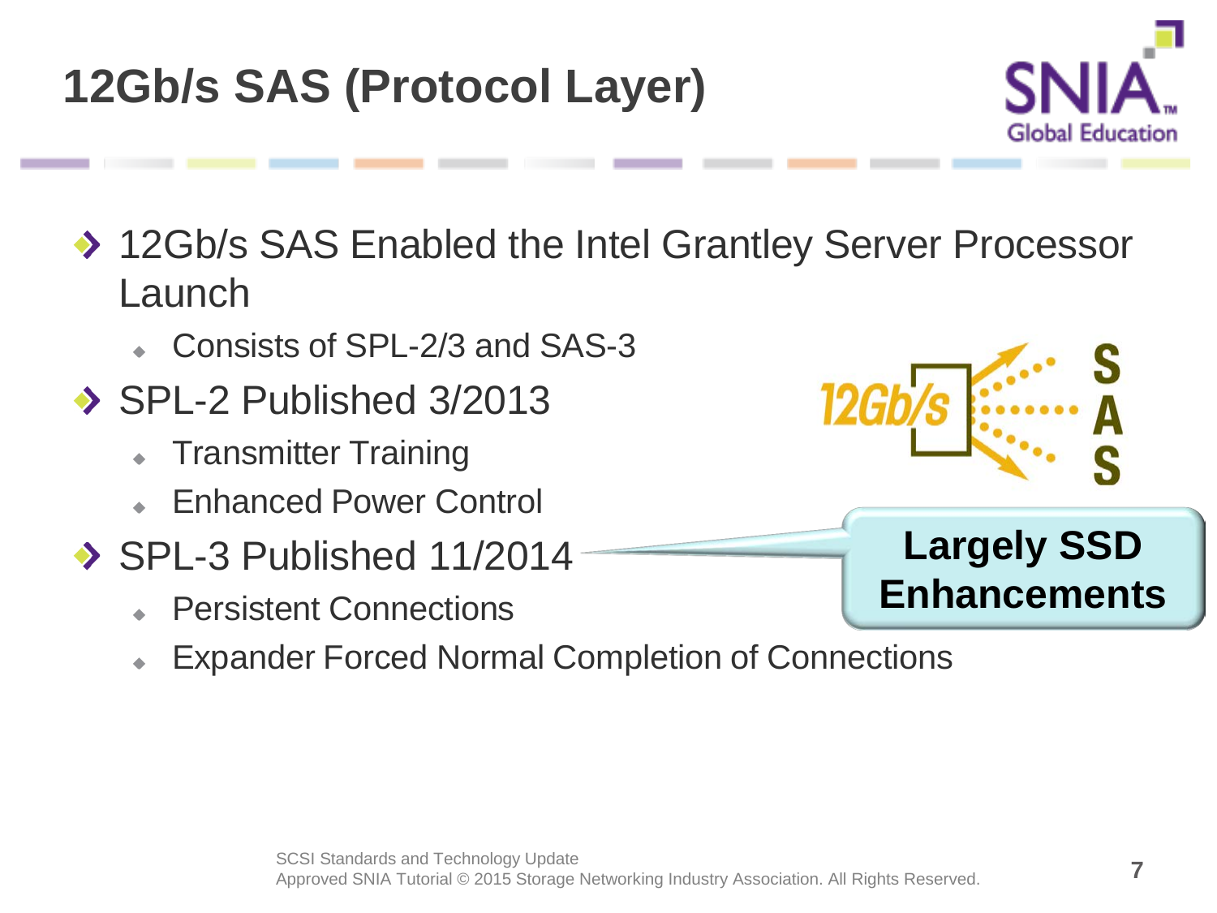# 12Gb/s SAS (Protocol Layer)

- 12Gb/s SAS Enabled the Intel Grantley Server Processor Launch
  - Consists of SPL-2/3 and SAS-3
- SPL-2 Published 3/2013
  - Transmitter Training
  - Enhanced Power Control
- SPL-3 Published 11/2014
  - Persistent Connections
  - Expander Forced Normal Completion of Connections

**Largely SSD Enhancements**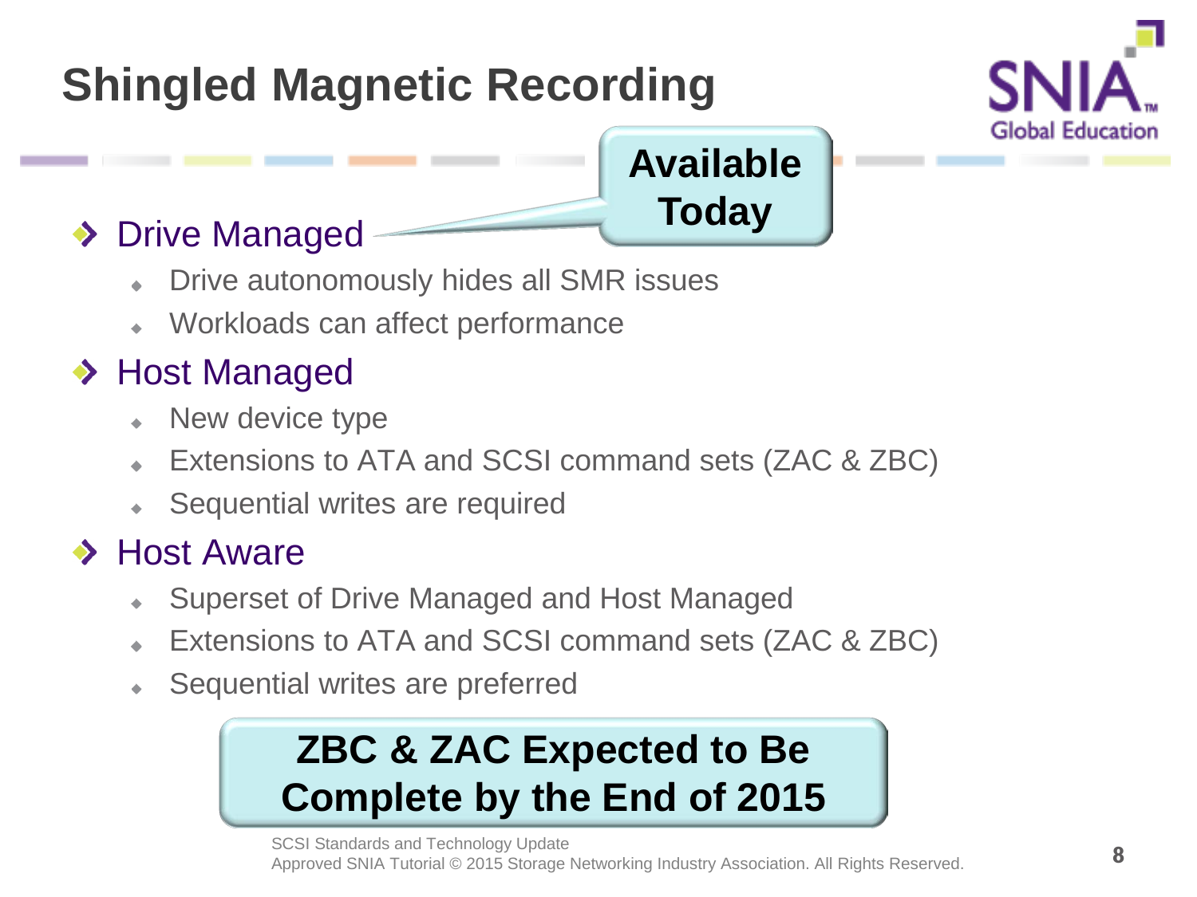# Shingled Magnetic Recording

**Available Today**

- Drive Managed
  - Drive autonomously hides all SMR issues
  - Workloads can affect performance
- Host Managed
  - New device type
  - Extensions to ATA and SCSI command sets (ZAC & ZBC)
  - Sequential writes are required
- Host Aware
  - Superset of Drive Managed and Host Managed
  - Extensions to ATA and SCSI command sets (ZAC & ZBC)
  - Sequential writes are preferred

**ZBC & ZAC Expected to Be Complete by the End of 2015**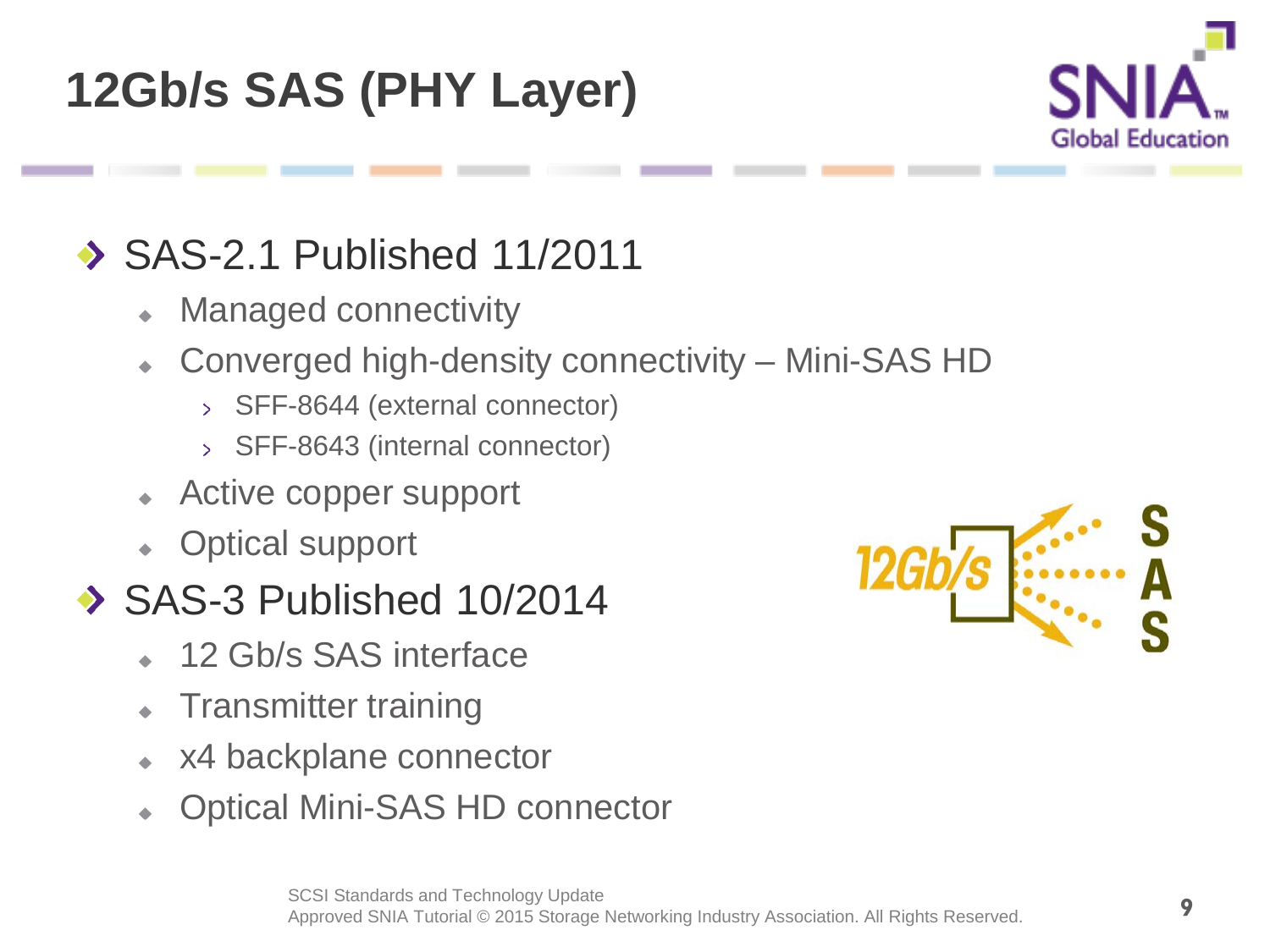# 12Gb/s SAS (PHY Layer)

- SAS-2.1 Published 11/2011
  - Managed connectivity
  - Converged high-density connectivity – Mini-SAS HD
    - SFF-8644 (external connector)
    - SFF-8643 (internal connector)
  - Active copper support
  - Optical support
- SAS-3 Published 10/2014
  - 12 Gb/s SAS interface
  - Transmitter training
  - x4 backplane connector
  - Optical Mini-SAS HD connector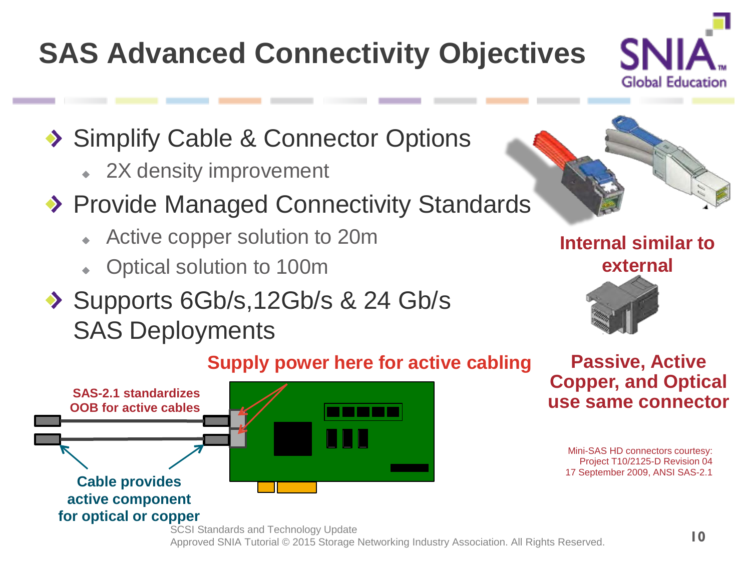# SAS Advanced Connectivity Objectives

- Simplify Cable & Connector Options
  - 2X density improvement
- Provide Managed Connectivity Standards
  - Active copper solution to 20m
  - Optical solution to 100m
- Supports 6Gb/s,12Gb/s & 24 Gb/s SAS Deployments

**Internal similar to external**

**Passive, Active Copper, and Optical use same connector**

Mini-SAS HD connectors courtesy: Project T10/2125-D Revision 04 17 September 2009, ANSI SAS-2.1

**Supply power here for active cabling**

**SAS-2.1 standardizes OOB for active cables**

**Cable provides active component for optical or copper**

SCSI Standards and Technology Update
Approved SNIA Tutorial © 2015 Storage Networking Industry Association. All Rights Reserved.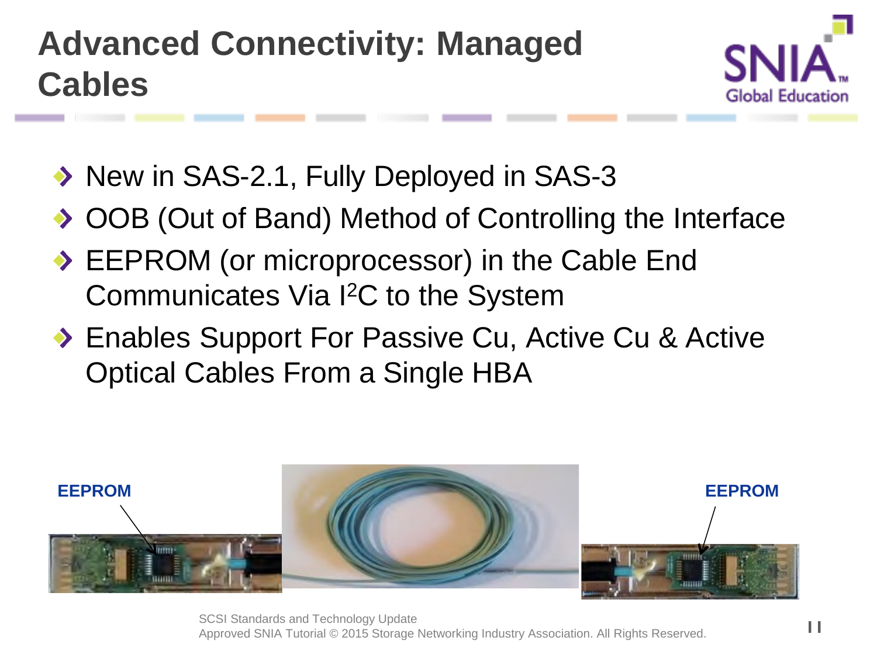# Advanced Connectivity: Managed Cables

- New in SAS-2.1, Fully Deployed in SAS-3
- OOB (Out of Band) Method of Controlling the Interface
- EEPROM (or microprocessor) in the Cable End Communicates Via $I^2C$ to the System
- Enables Support For Passive Cu, Active Cu & Active Optical Cables From a Single HBA

EEPROM

EEPROM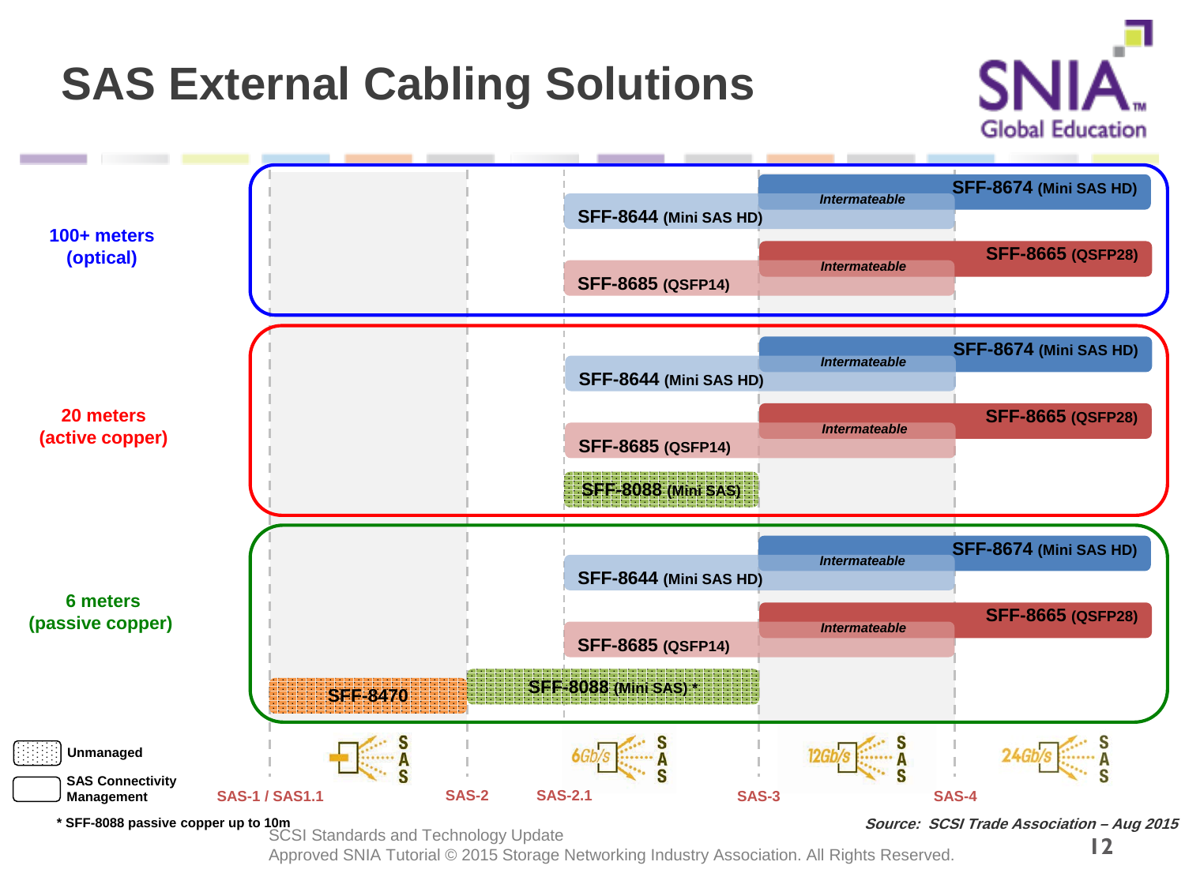# SAS External Cabling Solutions

**100+ meters (optical)**

- SFF-8644 (Mini SAS HD) — Intermateable — SFF-8674 (Mini SAS HD)
- SFF-8685 (QSFP14) — Intermateable — SFF-8665 (QSFP28)

**20 meters (active copper)**

- SFF-8644 (Mini SAS HD) — Intermateable — SFF-8674 (Mini SAS HD)
- SFF-8685 (QSFP14) — Intermateable — SFF-8665 (QSFP28)
- SFF-8088 (Mini SAS)

**6 meters (passive copper)**

- SFF-8644 (Mini SAS HD) — Intermateable — SFF-8674 (Mini SAS HD)
- SFF-8685 (QSFP14) — Intermateable — SFF-8665 (QSFP28)
- SFF-8470
- SFF-8088 (Mini SAS) *

SAS-1 / SAS1.1 | SAS-2 | SAS-2.1 | SAS-3 | SAS-4

6Gb/s SAS | 12Gb/s SAS | 24Gb/s SAS

Unmanaged

SAS Connectivity Management

\* SFF-8088 passive copper up to 10m

*Source: SCSI Trade Association – Aug 2015*

SCSI Standards and Technology Update

Approved SNIA Tutorial © 2015 Storage Networking Industry Association. All Rights Reserved.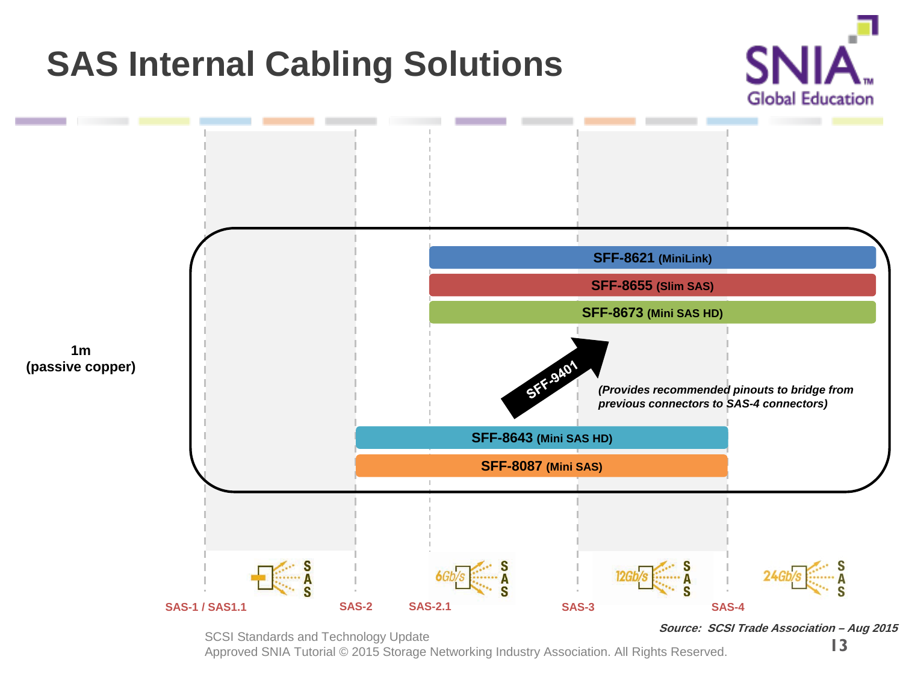# SAS Internal Cabling Solutions

**1m (passive copper)**

- **SFF-8621 (MiniLink)**
- **SFF-8655 (Slim SAS)**
- **SFF-8673 (Mini SAS HD)**

**SFF-9401**

*(Provides recommended pinouts to bridge from previous connectors to SAS-4 connectors)*

- **SFF-8643 (Mini SAS HD)**
- **SFF-8087 (Mini SAS)**

SAS-1 / SAS1.1 | SAS-2 | SAS-2.1 | SAS-3 | SAS-4

6Gb/s SAS | 12Gb/s SAS | 24Gb/s SAS

*Source: SCSI Trade Association – Aug 2015*

SCSI Standards and Technology Update
Approved SNIA Tutorial © 2015 Storage Networking Industry Association. All Rights Reserved.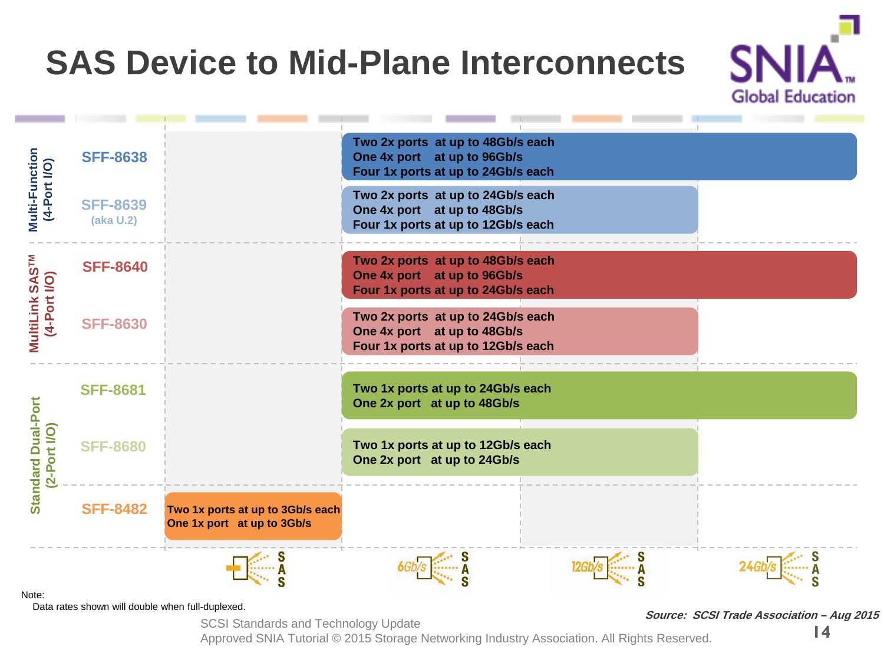# SAS Device to Mid-Plane Interconnects

| Category | Connector | 3Gb/s SAS | 6Gb/s SAS | 12Gb/s SAS | 24Gb/s SAS |
|---|---|---|---|---|---|
| Multi-Function (4-Port I/O) | SFF-8638 | | Two 2x ports at up to 48Gb/s each<br>One 4x port at up to 96Gb/s<br>Four 1x ports at up to 24Gb/s each | | |
| | SFF-8639 (aka U.2) | | Two 2x ports at up to 24Gb/s each<br>One 4x port at up to 48Gb/s<br>Four 1x ports at up to 12Gb/s each | | |
| MultiLink SAS™ (4-Port I/O) | SFF-8640 | | Two 2x ports at up to 48Gb/s each<br>One 4x port at up to 96Gb/s<br>Four 1x ports at up to 24Gb/s each | | |
| | SFF-8630 | | Two 2x ports at up to 24Gb/s each<br>One 4x port at up to 48Gb/s<br>Four 1x ports at up to 12Gb/s each | | |
| Standard Dual-Port (2-Port I/O) | SFF-8681 | | Two 1x ports at up to 24Gb/s each<br>One 2x port at up to 48Gb/s | | |
| | SFF-8680 | | Two 1x ports at up to 12Gb/s each<br>One 2x port at up to 24Gb/s | | |
| | SFF-8482 | Two 1x ports at up to 3Gb/s each<br>One 1x port at up to 3Gb/s | | | |

Note: SFF-8638 / SFF-8640 / SFF-8681 bars span 6Gb/s through 24Gb/s SAS; SFF-8639 / SFF-8630 / SFF-8680 bars span 6Gb/s through 12Gb/s SAS; SFF-8482 spans 3Gb/s SAS only.

Note:
Data rates shown will double when full-duplexed.

*Source: SCSI Trade Association – Aug 2015*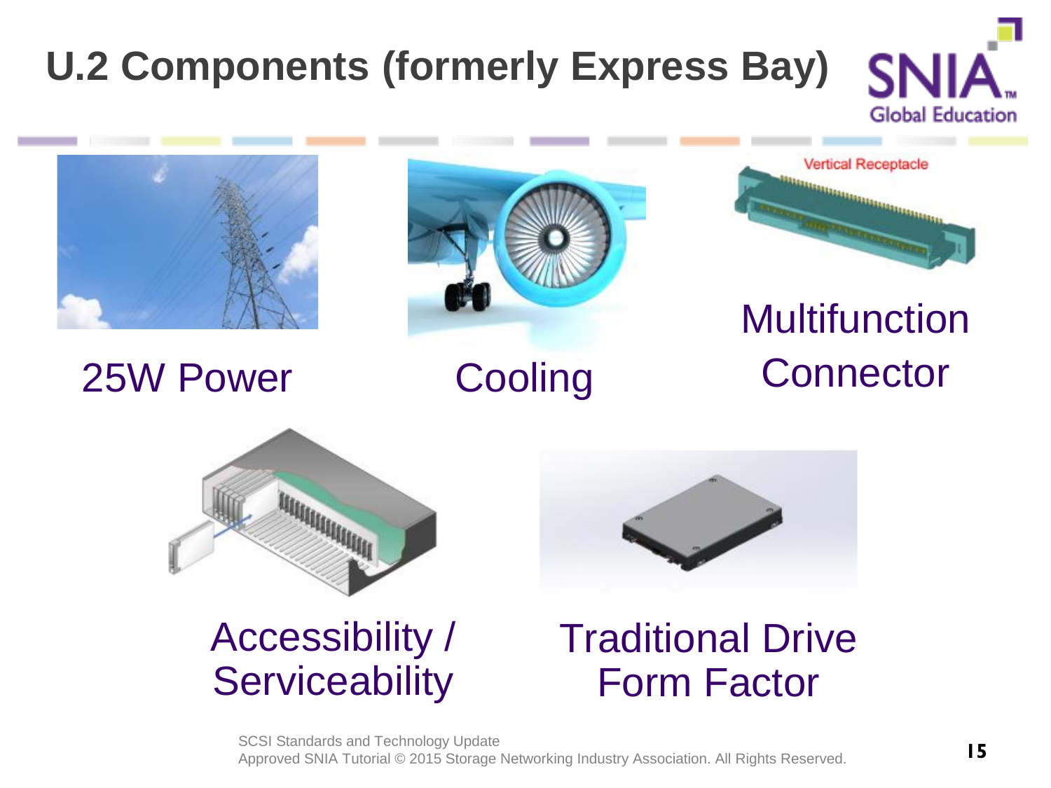# U.2 Components (formerly Express Bay)

25W Power

Cooling

Vertical Receptacle

Multifunction Connector

Accessibility / Serviceability

Traditional Drive Form Factor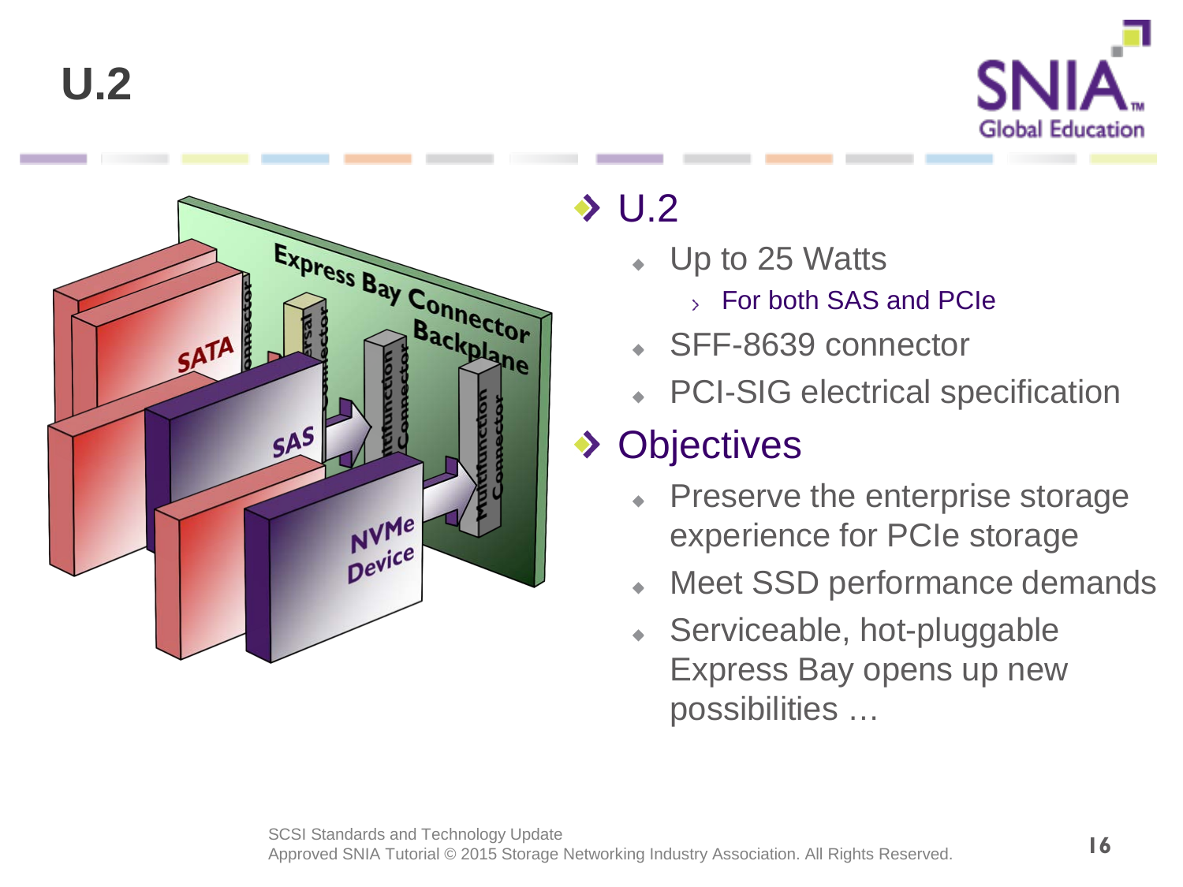# U.2

- U.2
  - Up to 25 Watts
    - For both SAS and PCIe
  - SFF-8639 connector
  - PCI-SIG electrical specification
- Objectives
  - Preserve the enterprise storage experience for PCIe storage
  - Meet SSD performance demands
  - Serviceable, hot-pluggable Express Bay opens up new possibilities …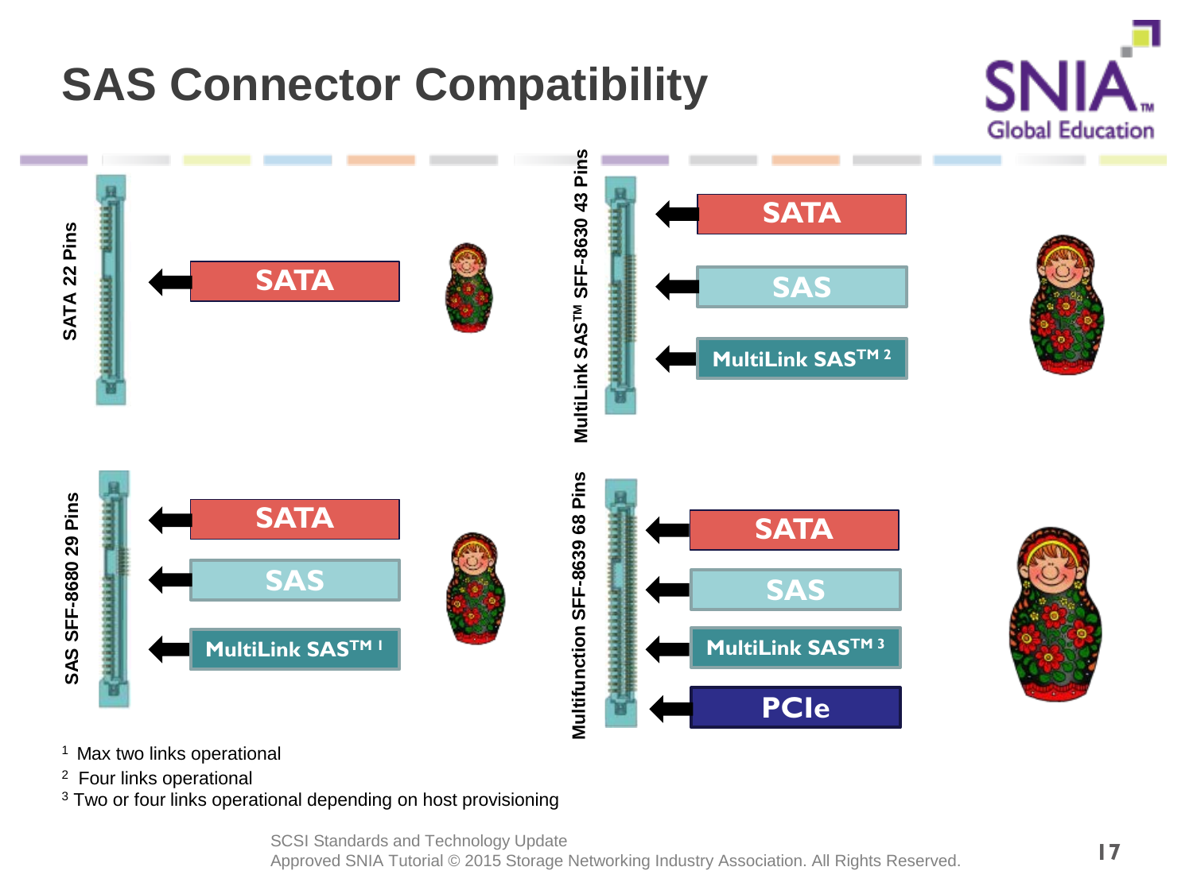# SAS Connector Compatibility

**SATA 22 Pins**

- SATA

**SAS SFF-8680 29 Pins**

- SATA
- SAS
- MultiLink SAS™ [1]

**MultiLink SAS™ SFF-8630 43 Pins**

- SATA
- SAS
- MultiLink SAS™ [2]

**Multifunction SFF-8639 68 Pins**

- SATA
- SAS
- MultiLink SAS™ [3]
- PCIe

[1] Max two links operational

[2] Four links operational

[3] Two or four links operational depending on host provisioning

SCSI Standards and Technology Update
Approved SNIA Tutorial © 2015 Storage Networking Industry Association. All Rights Reserved.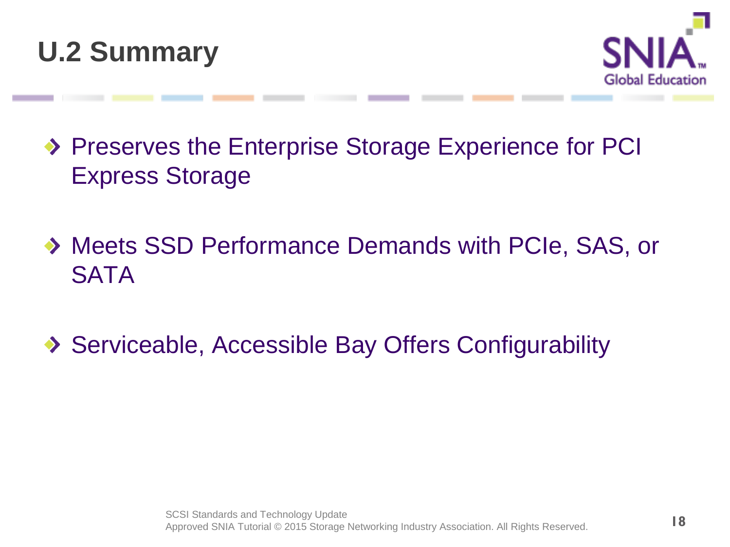# U.2 Summary

- Preserves the Enterprise Storage Experience for PCI Express Storage
- Meets SSD Performance Demands with PCIe, SAS, or SATA
- Serviceable, Accessible Bay Offers Configurability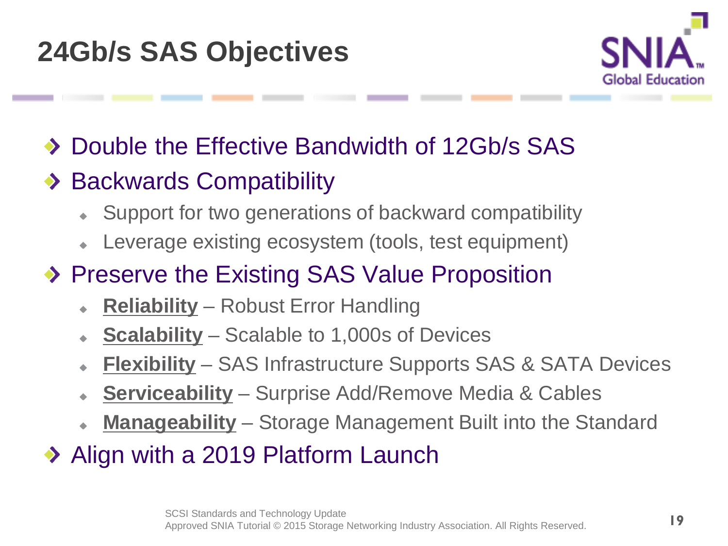# 24Gb/s SAS Objectives

- Double the Effective Bandwidth of 12Gb/s SAS
- Backwards Compatibility
  - Support for two generations of backward compatibility
  - Leverage existing ecosystem (tools, test equipment)
- Preserve the Existing SAS Value Proposition
  - **Reliability** – Robust Error Handling
  - **Scalability** – Scalable to 1,000s of Devices
  - **Flexibility** – SAS Infrastructure Supports SAS & SATA Devices
  - **Serviceability** – Surprise Add/Remove Media & Cables
  - **Manageability** – Storage Management Built into the Standard
- Align with a 2019 Platform Launch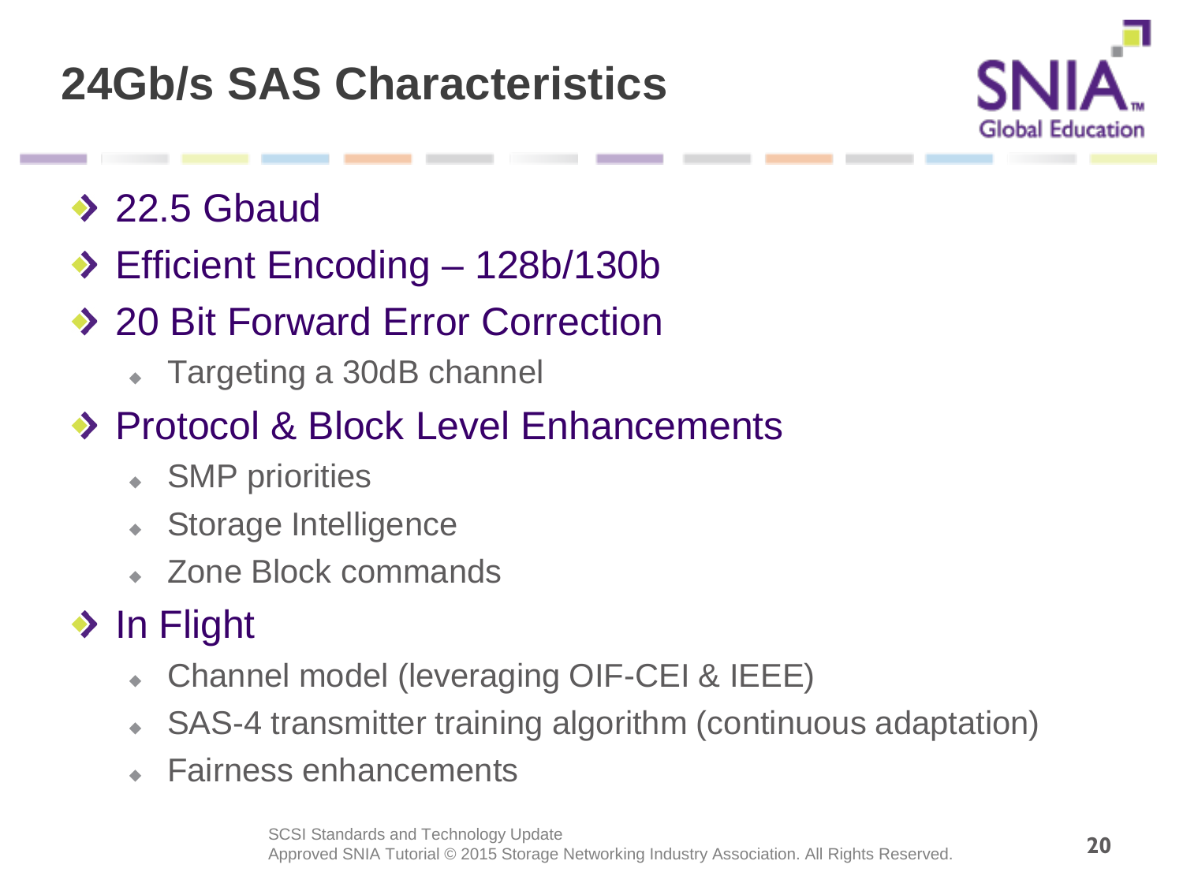# 24Gb/s SAS Characteristics

- 22.5 Gbaud
- Efficient Encoding – 128b/130b
- 20 Bit Forward Error Correction
  - Targeting a 30dB channel
- Protocol & Block Level Enhancements
  - SMP priorities
  - Storage Intelligence
  - Zone Block commands
- In Flight
  - Channel model (leveraging OIF-CEI & IEEE)
  - SAS-4 transmitter training algorithm (continuous adaptation)
  - Fairness enhancements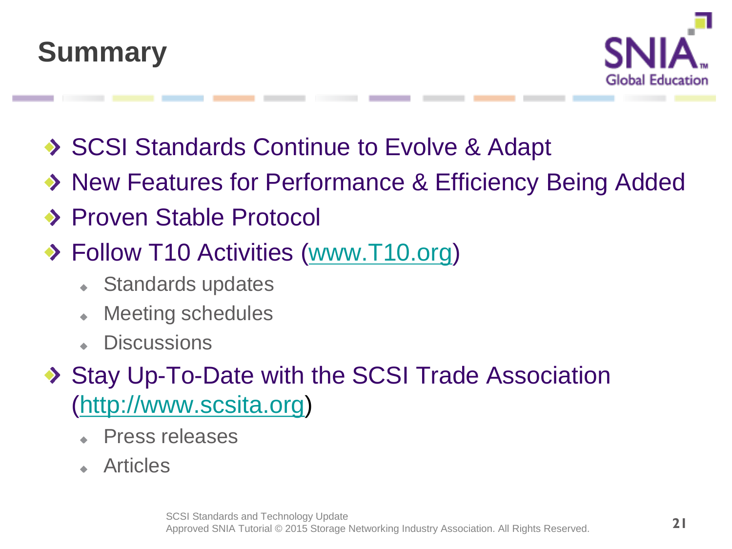# Summary

- SCSI Standards Continue to Evolve & Adapt
- New Features for Performance & Efficiency Being Added
- Proven Stable Protocol
- Follow T10 Activities (www.T10.org)
  - Standards updates
  - Meeting schedules
  - Discussions
- Stay Up-To-Date with the SCSI Trade Association (http://www.scsita.org)
  - Press releases
  - Articles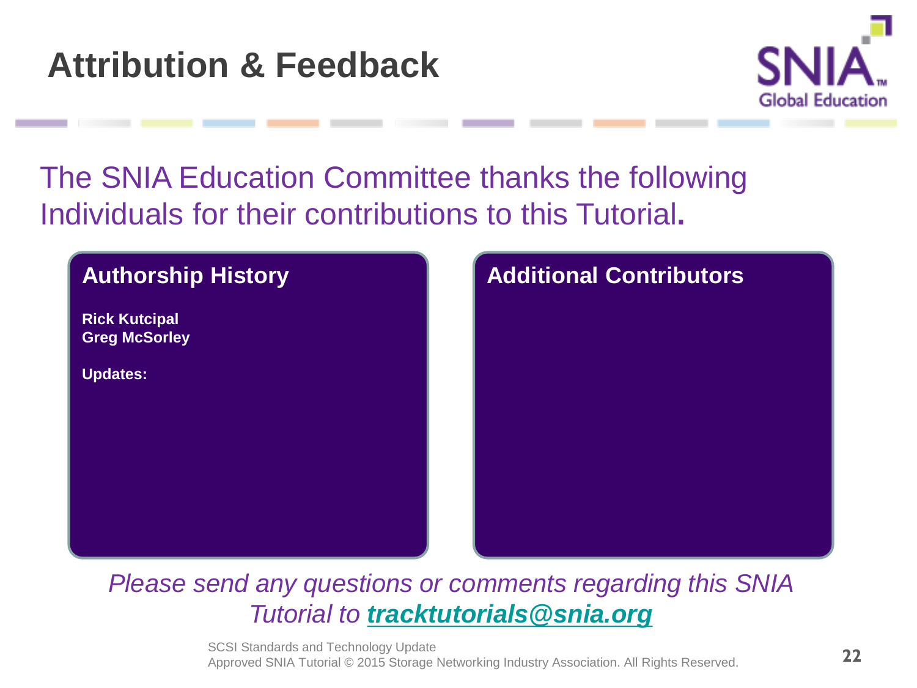# Attribution & Feedback

The SNIA Education Committee thanks the following Individuals for their contributions to this Tutorial.

## Authorship History

**Rick Kutcipal**
**Greg McSorley**

**Updates:**

## Additional Contributors

*Please send any questions or comments regarding this SNIA Tutorial to **tracktutorials@snia.org***